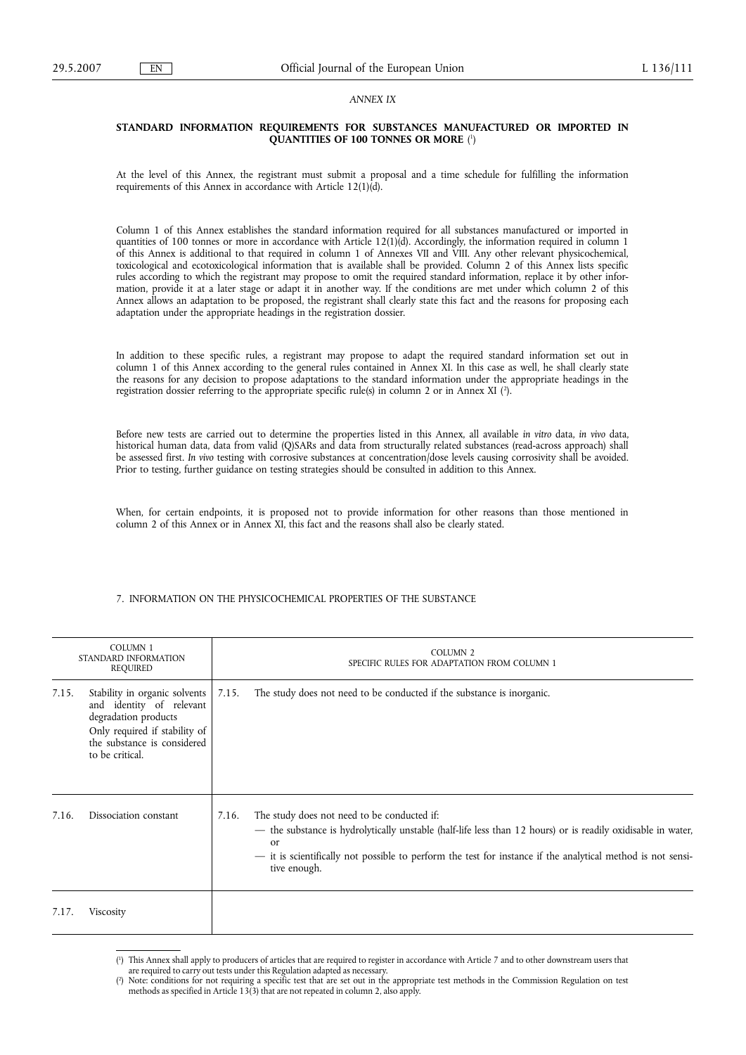*ANNEX IX*

## STANDARD INFORMATION REQUIREMENTS FOR SUBSTANCES MANUFACTURED OR IMPORTED IN QUANTITIES OF 100 TONNES OR MORE [1]

At the level of this Annex, the registrant must submit a proposal and a time schedule for fulfilling the information requirements of this Annex in accordance with Article 12(1)(d).

Column 1 of this Annex establishes the standard information required for all substances manufactured or imported in quantities of 100 tonnes or more in accordance with Article 12(1)(d). Accordingly, the information required in column 1 of this Annex is additional to that required in column 1 of Annexes VII and VIII. Any other relevant physicochemical, toxicological and ecotoxicological information that is available shall be provided. Column 2 of this Annex lists specific rules according to which the registrant may propose to omit the required standard information, replace it by other information, provide it at a later stage or adapt it in another way. If the conditions are met under which column 2 of this Annex allows an adaptation to be proposed, the registrant shall clearly state this fact and the reasons for proposing each adaptation under the appropriate headings in the registration dossier.

In addition to these specific rules, a registrant may propose to adapt the required standard information set out in column 1 of this Annex according to the general rules contained in Annex XI. In this case as well, he shall clearly state the reasons for any decision to propose adaptations to the standard information under the appropriate headings in the registration dossier referring to the appropriate specific rule(s) in column 2 or in Annex XI [2].

Before new tests are carried out to determine the properties listed in this Annex, all available *in vitro* data, *in vivo* data, historical human data, data from valid (Q)SARs and data from structurally related substances (read-across approach) shall be assessed first. *In vivo* testing with corrosive substances at concentration/dose levels causing corrosivity shall be avoided. Prior to testing, further guidance on testing strategies should be consulted in addition to this Annex.

When, for certain endpoints, it is proposed not to provide information for other reasons than those mentioned in column 2 of this Annex or in Annex XI, this fact and the reasons shall also be clearly stated.

### 7. INFORMATION ON THE PHYSICOCHEMICAL PROPERTIES OF THE SUBSTANCE

| COLUMN 1<br>STANDARD INFORMATION REQUIRED | COLUMN 2<br>SPECIFIC RULES FOR ADAPTATION FROM COLUMN 1 |
|---|---|
| 7.15. Stability in organic solvents and identity of relevant degradation products<br>Only required if stability of the substance is considered to be critical. | 7.15. The study does not need to be conducted if the substance is inorganic. |
| 7.16. Dissociation constant | 7.16. The study does not need to be conducted if:<br>— the substance is hydrolytically unstable (half-life less than 12 hours) or is readily oxidisable in water,<br>or<br>— it is scientifically not possible to perform the test for instance if the analytical method is not sensitive enough. |
| 7.17. Viscosity | |

[1] This Annex shall apply to producers of articles that are required to register in accordance with Article 7 and to other downstream users that are required to carry out tests under this Regulation adapted as necessary.

[2] Note: conditions for not requiring a specific test that are set out in the appropriate test methods in the Commission Regulation on test methods as specified in Article 13(3) that are not repeated in column 2, also apply.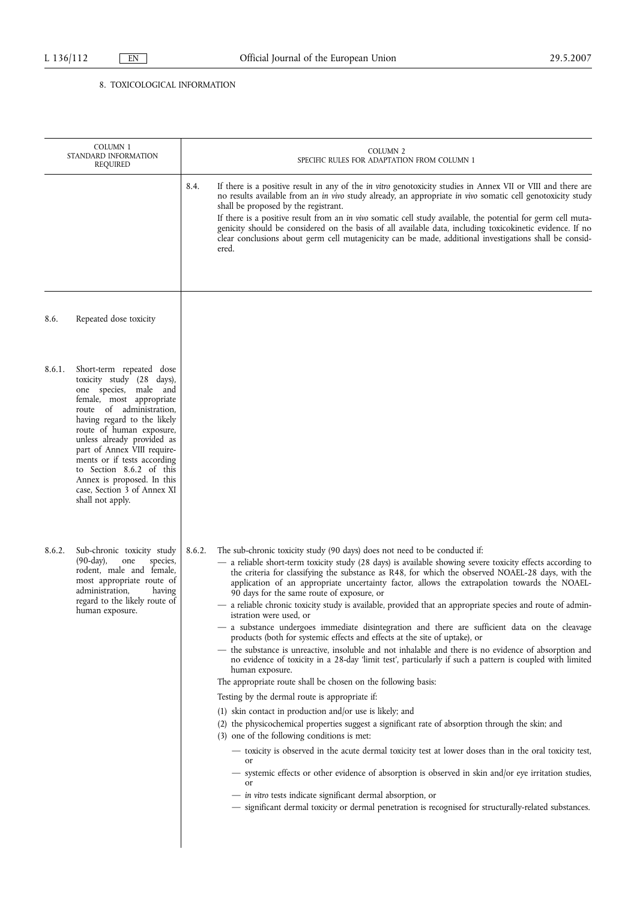8. TOXICOLOGICAL INFORMATION

| COLUMN 1 STANDARD INFORMATION REQUIRED | COLUMN 2 SPECIFIC RULES FOR ADAPTATION FROM COLUMN 1 |
|---|---|
| | 8.4. If there is a positive result in any of the *in vitro* genotoxicity studies in Annex VII or VIII and there are no results available from an *in vivo* study already, an appropriate *in vivo* somatic cell genotoxicity study shall be proposed by the registrant.<br>If there is a positive result from an *in vivo* somatic cell study available, the potential for germ cell mutagenicity should be considered on the basis of all available data, including toxicokinetic evidence. If no clear conclusions about germ cell mutagenicity can be made, additional investigations shall be considered. |
| 8.6. Repeated dose toxicity | |
| 8.6.1. Short-term repeated dose toxicity study (28 days), one species, male and female, most appropriate route of administration, having regard to the likely route of human exposure, unless already provided as part of Annex VIII requirements or if tests according to Section 8.6.2 of this Annex is proposed. In this case, Section 3 of Annex XI shall not apply. | |
| 8.6.2. Sub-chronic toxicity study (90-day), one species, rodent, male and female, most appropriate route of administration, having regard to the likely route of human exposure. | 8.6.2. The sub-chronic toxicity study (90 days) does not need to be conducted if:<br>— a reliable short-term toxicity study (28 days) is available showing severe toxicity effects according to the criteria for classifying the substance as R48, for which the observed NOAEL-28 days, with the application of an appropriate uncertainty factor, allows the extrapolation towards the NOAEL-90 days for the same route of exposure, or<br>— a reliable chronic toxicity study is available, provided that an appropriate species and route of administration were used, or<br>— a substance undergoes immediate disintegration and there are sufficient data on the cleavage products (both for systemic effects and effects at the site of uptake), or<br>— the substance is unreactive, insoluble and not inhalable and there is no evidence of absorption and no evidence of toxicity in a 28-day 'limit test', particularly if such a pattern is coupled with limited human exposure.<br>The appropriate route shall be chosen on the following basis:<br>Testing by the dermal route is appropriate if:<br>(1) skin contact in production and/or use is likely; and<br>(2) the physicochemical properties suggest a significant rate of absorption through the skin; and<br>(3) one of the following conditions is met:<br>— toxicity is observed in the acute dermal toxicity test at lower doses than in the oral toxicity test, or<br>— systemic effects or other evidence of absorption is observed in skin and/or eye irritation studies, or<br>— *in vitro* tests indicate significant dermal absorption, or<br>— significant dermal toxicity or dermal penetration is recognised for structurally-related substances. |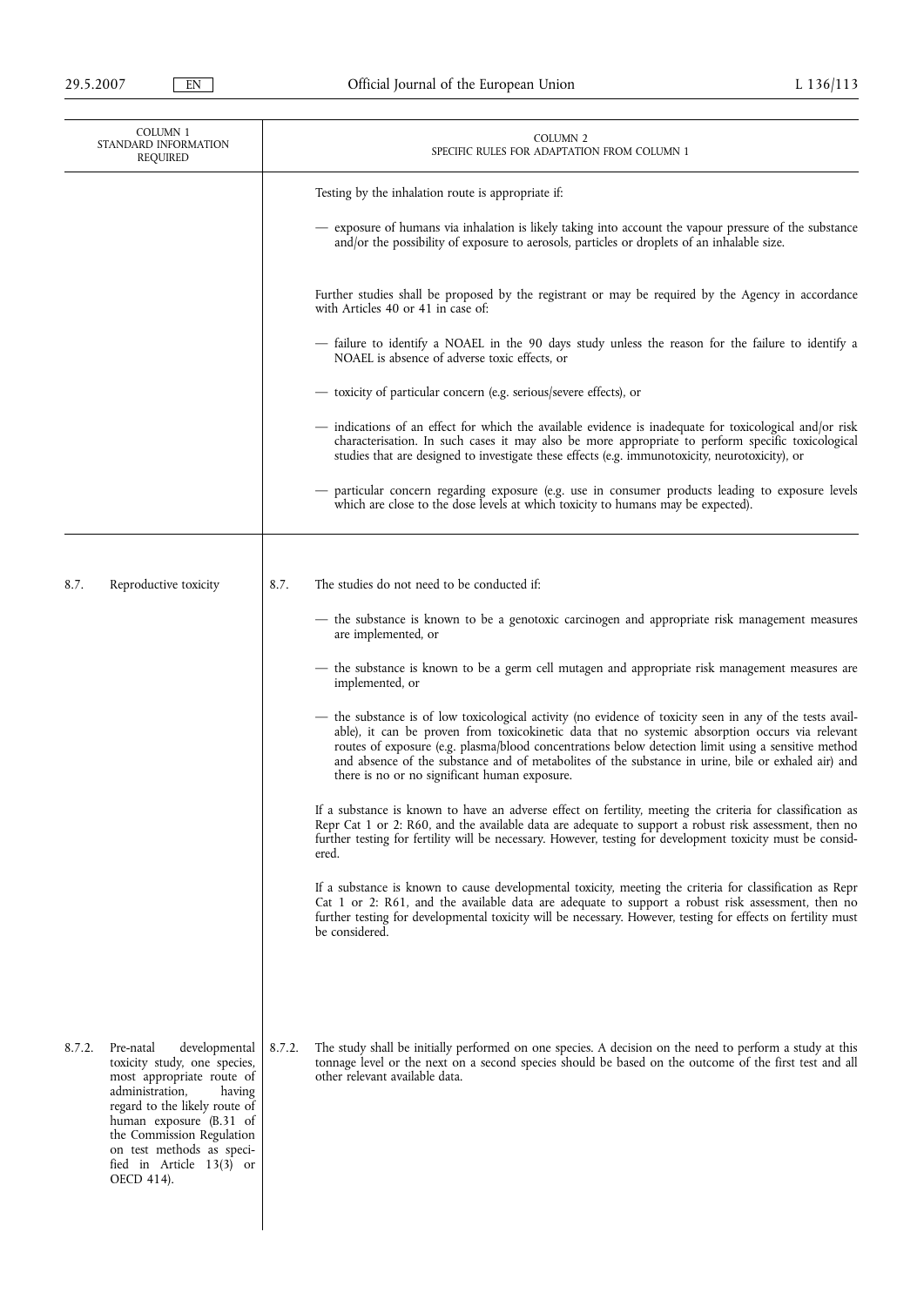| COLUMN 1 STANDARD INFORMATION REQUIRED | COLUMN 2 SPECIFIC RULES FOR ADAPTATION FROM COLUMN 1 |
|---|---|
| | Testing by the inhalation route is appropriate if:<br><br>— exposure of humans via inhalation is likely taking into account the vapour pressure of the substance and/or the possibility of exposure to aerosols, particles or droplets of an inhalable size.<br><br>Further studies shall be proposed by the registrant or may be required by the Agency in accordance with Articles 40 or 41 in case of:<br><br>— failure to identify a NOAEL in the 90 days study unless the reason for the failure to identify a NOAEL is absence of adverse toxic effects, or<br><br>— toxicity of particular concern (e.g. serious/severe effects), or<br><br>— indications of an effect for which the available evidence is inadequate for toxicological and/or risk characterisation. In such cases it may also be more appropriate to perform specific toxicological studies that are designed to investigate these effects (e.g. immunotoxicity, neurotoxicity), or<br><br>— particular concern regarding exposure (e.g. use in consumer products leading to exposure levels which are close to the dose levels at which toxicity to humans may be expected). |
| 8.7. Reproductive toxicity | 8.7. The studies do not need to be conducted if:<br><br>— the substance is known to be a genotoxic carcinogen and appropriate risk management measures are implemented, or<br><br>— the substance is known to be a germ cell mutagen and appropriate risk management measures are implemented, or<br><br>— the substance is of low toxicological activity (no evidence of toxicity seen in any of the tests available), it can be proven from toxicokinetic data that no systemic absorption occurs via relevant routes of exposure (e.g. plasma/blood concentrations below detection limit using a sensitive method and absence of the substance and of metabolites of the substance in urine, bile or exhaled air) and there is no or no significant human exposure.<br><br>If a substance is known to have an adverse effect on fertility, meeting the criteria for classification as Repr Cat 1 or 2: R60, and the available data are adequate to support a robust risk assessment, then no further testing for fertility will be necessary. However, testing for development toxicity must be considered.<br><br>If a substance is known to cause developmental toxicity, meeting the criteria for classification as Repr Cat 1 or 2: R61, and the available data are adequate to support a robust risk assessment, then no further testing for developmental toxicity will be necessary. However, testing for effects on fertility must be considered. |
| 8.7.2. Pre-natal developmental toxicity study, one species, most appropriate route of administration, having regard to the likely route of human exposure (B.31 of the Commission Regulation on test methods as specified in Article 13(3) or OECD 414). | 8.7.2. The study shall be initially performed on one species. A decision on the need to perform a study at this tonnage level or the next on a second species should be based on the outcome of the first test and all other relevant available data. |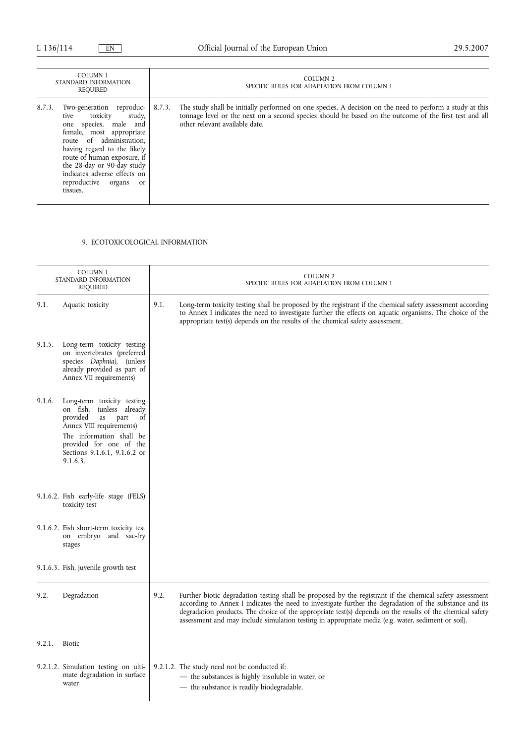| COLUMN 1 STANDARD INFORMATION REQUIRED | COLUMN 2 SPECIFIC RULES FOR ADAPTATION FROM COLUMN 1 |
|---|---|
| 8.7.3. Two-generation reproductive toxicity study, one species, male and female, most appropriate route of administration, having regard to the likely route of human exposure, if the 28-day or 90-day study indicates adverse effects on reproductive organs or tissues. | 8.7.3. The study shall be initially performed on one species. A decision on the need to perform a study at this tonnage level or the next on a second species should be based on the outcome of the first test and all other relevant available date. |

## 9. ECOTOXICOLOGICAL INFORMATION

| COLUMN 1 STANDARD INFORMATION REQUIRED | COLUMN 2 SPECIFIC RULES FOR ADAPTATION FROM COLUMN 1 |
|---|---|
| 9.1. Aquatic toxicity | 9.1. Long-term toxicity testing shall be proposed by the registrant if the chemical safety assessment according to Annex I indicates the need to investigate further the effects on aquatic organisms. The choice of the appropriate test(s) depends on the results of the chemical safety assessment. |
| 9.1.5. Long-term toxicity testing on invertebrates (preferred species *Daphnia*), (unless already provided as part of Annex VII requirements) | |
| 9.1.6. Long-term toxicity testing on fish, (unless already provided as part of Annex VIII requirements) The information shall be provided for one of the Sections 9.1.6.1, 9.1.6.2 or 9.1.6.3. | |
| 9.1.6.2. Fish early-life stage (FELS) toxicity test | |
| 9.1.6.2. Fish short-term toxicity test on embryo and sac-fry stages | |
| 9.1.6.3. Fish, juvenile growth test | |
| 9.2. Degradation | 9.2. Further biotic degradation testing shall be proposed by the registrant if the chemical safety assessment according to Annex I indicates the need to investigate further the degradation of the substance and its degradation products. The choice of the appropriate test(s) depends on the results of the chemical safety assessment and may include simulation testing in appropriate media (e.g. water, sediment or soil). |
| 9.2.1. Biotic | |
| 9.2.1.2. Simulation testing on ultimate degradation in surface water | 9.2.1.2. The study need not be conducted if: — the substances is highly insoluble in water, or — the substance is readily biodegradable. |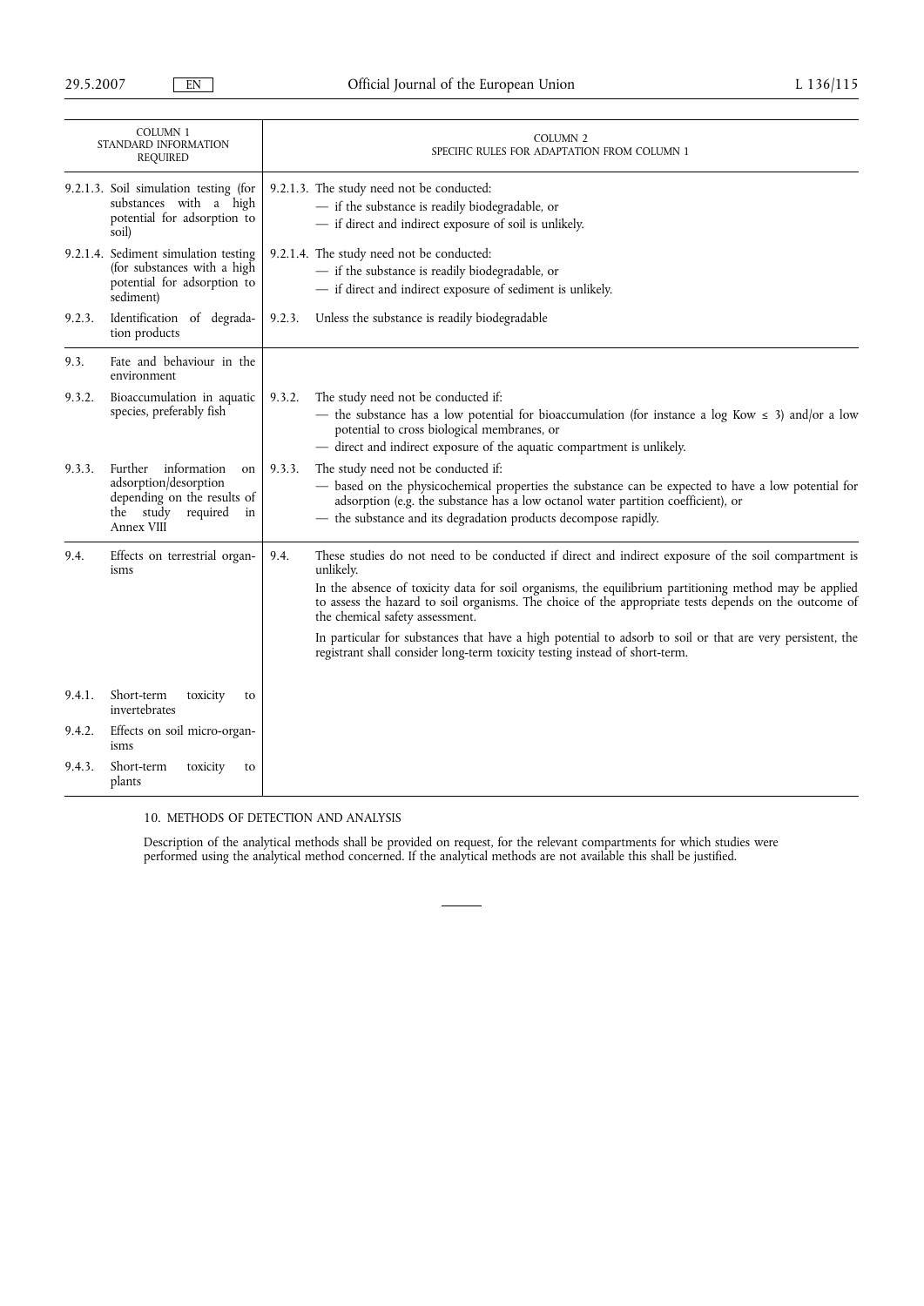| COLUMN 1 STANDARD INFORMATION REQUIRED | COLUMN 2 SPECIFIC RULES FOR ADAPTATION FROM COLUMN 1 |
|---|---|
| 9.2.1.3. Soil simulation testing (for substances with a high potential for adsorption to soil) | 9.2.1.3. The study need not be conducted:<br>— if the substance is readily biodegradable, or<br>— if direct and indirect exposure of soil is unlikely. |
| 9.2.1.4. Sediment simulation testing (for substances with a high potential for adsorption to sediment) | 9.2.1.4. The study need not be conducted:<br>— if the substance is readily biodegradable, or<br>— if direct and indirect exposure of sediment is unlikely. |
| 9.2.3. Identification of degradation products | 9.2.3. Unless the substance is readily biodegradable |
| 9.3. Fate and behaviour in the environment | |
| 9.3.2. Bioaccumulation in aquatic species, preferably fish | 9.3.2. The study need not be conducted if:<br>— the substance has a low potential for bioaccumulation (for instance a log Kow ≤ 3) and/or a low potential to cross biological membranes, or<br>— direct and indirect exposure of the aquatic compartment is unlikely. |
| 9.3.3. Further information on adsorption/desorption depending on the results of the study required in Annex VIII | 9.3.3. The study need not be conducted if:<br>— based on the physicochemical properties the substance can be expected to have a low potential for adsorption (e.g. the substance has a low octanol water partition coefficient), or<br>— the substance and its degradation products decompose rapidly. |
| 9.4. Effects on terrestrial organisms | 9.4. These studies do not need to be conducted if direct and indirect exposure of the soil compartment is unlikely.<br>In the absence of toxicity data for soil organisms, the equilibrium partitioning method may be applied to assess the hazard to soil organisms. The choice of the appropriate tests depends on the outcome of the chemical safety assessment.<br>In particular for substances that have a high potential to adsorb to soil or that are very persistent, the registrant shall consider long-term toxicity testing instead of short-term. |
| 9.4.1. Short-term toxicity to invertebrates | |
| 9.4.2. Effects on soil micro-organisms | |
| 9.4.3. Short-term toxicity to plants | |

10. METHODS OF DETECTION AND ANALYSIS

Description of the analytical methods shall be provided on request, for the relevant compartments for which studies were performed using the analytical method concerned. If the analytical methods are not available this shall be justified.